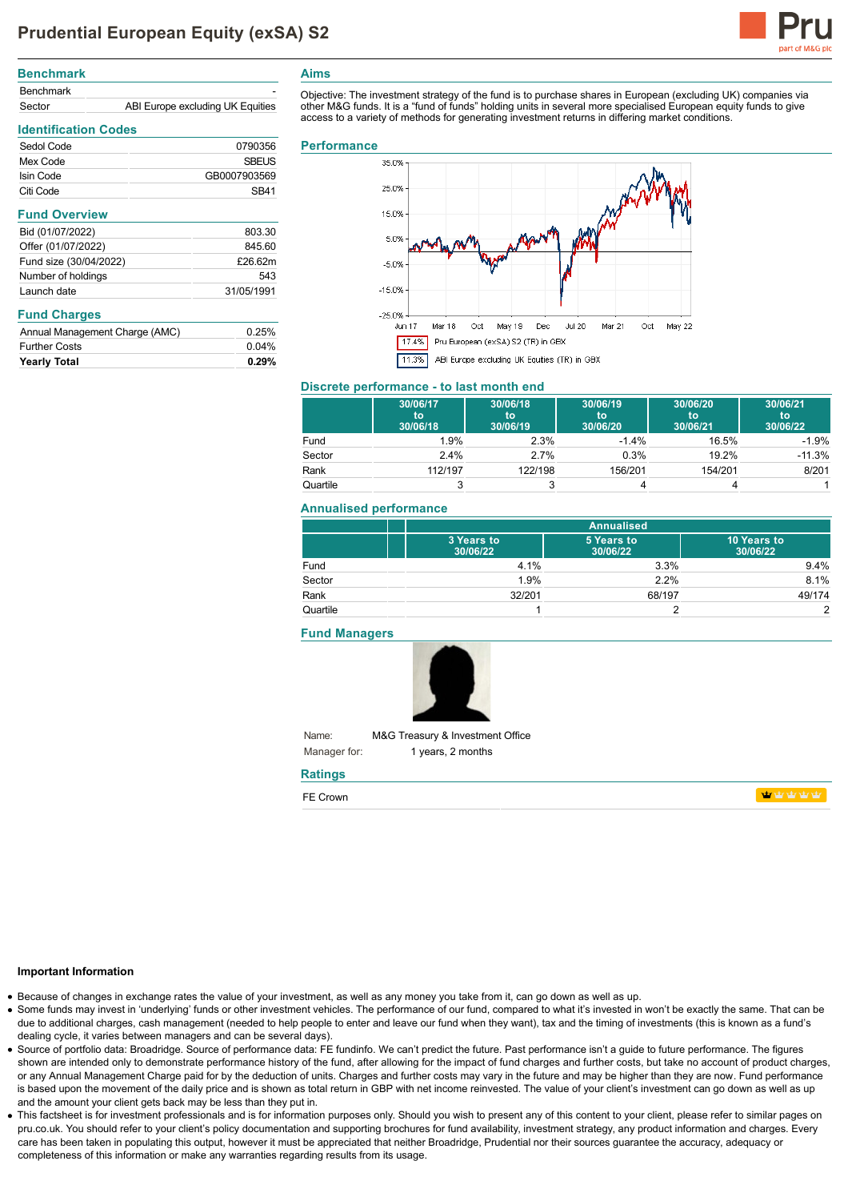# Prudential European Equity (exSA) S2

## Benchmark

| | |
|---|---|
| Benchmark | - |
| Sector | ABI Europe excluding UK Equities |

## Identification Codes

| | |
|---|---|
| Sedol Code | 0790356 |
| Mex Code | SBEUS |
| Isin Code | GB0007903569 |
| Citi Code | SB41 |

## Fund Overview

| | |
|---|---|
| Bid (01/07/2022) | 803.30 |
| Offer (01/07/2022) | 845.60 |
| Fund size (30/04/2022) | £26.62m |
| Number of holdings | 543 |
| Launch date | 31/05/1991 |

## Fund Charges

| | |
|---|---|
| Annual Management Charge (AMC) | 0.25% |
| Further Costs | 0.04% |
| **Yearly Total** | **0.29%** |

## Aims

Objective: The investment strategy of the fund is to purchase shares in European (excluding UK) companies via other M&G funds. It is a "fund of funds" holding units in several more specialised European equity funds to give access to a variety of methods for generating investment returns in differing market conditions.

## Performance

17.4% Pru European (exSA) S2 (TR) in GBX

11.3% ABI Europe excluding UK Equities (TR) in GBX

## Discrete performance - to last month end

| | 30/06/17 to 30/06/18 | 30/06/18 to 30/06/19 | 30/06/19 to 30/06/20 | 30/06/20 to 30/06/21 | 30/06/21 to 30/06/22 |
|---|---|---|---|---|---|
| Fund | 1.9% | 2.3% | -1.4% | 16.5% | -1.9% |
| Sector | 2.4% | 2.7% | 0.3% | 19.2% | -11.3% |
| Rank | 112/197 | 122/198 | 156/201 | 154/201 | 8/201 |
| Quartile | 3 | 3 | 4 | 4 | 1 |

## Annualised performance

| | Annualised | | |
|---|---|---|---|
| | 3 Years to 30/06/22 | 5 Years to 30/06/22 | 10 Years to 30/06/22 |
| Fund | 4.1% | 3.3% | 9.4% |
| Sector | 1.9% | 2.2% | 8.1% |
| Rank | 32/201 | 68/197 | 49/174 |
| Quartile | 1 | 2 | 2 |

## Fund Managers

Name: M&G Treasury & Investment Office

Manager for: 1 years, 2 months

## Ratings

FE Crown

### Important Information

- Because of changes in exchange rates the value of your investment, as well as any money you take from it, can go down as well as up.
- Some funds may invest in 'underlying' funds or other investment vehicles. The performance of our fund, compared to what it's invested in won't be exactly the same. That can be due to additional charges, cash management (needed to help people to enter and leave our fund when they want), tax and the timing of investments (this is known as a fund's dealing cycle, it varies between managers and can be several days).
- Source of portfolio data: Broadridge. Source of performance data: FE fundinfo. We can't predict the future. Past performance isn't a guide to future performance. The figures shown are intended only to demonstrate performance history of the fund, after allowing for the impact of fund charges and further costs, but take no account of product charges, or any Annual Management Charge paid for by the deduction of units. Charges and further costs may vary in the future and may be higher than they are now. Fund performance is based upon the movement of the daily price and is shown as total return in GBP with net income reinvested. The value of your client's investment can go down as well as up and the amount your client gets back may be less than they put in.
- This factsheet is for investment professionals and is for information purposes only. Should you wish to present any of this content to your client, please refer to similar pages on pru.co.uk. You should refer to your client's policy documentation and supporting brochures for fund availability, investment strategy, any product information and charges. Every care has been taken in populating this output, however it must be appreciated that neither Broadridge, Prudential nor their sources guarantee the accuracy, adequacy or completeness of this information or make any warranties regarding results from its usage.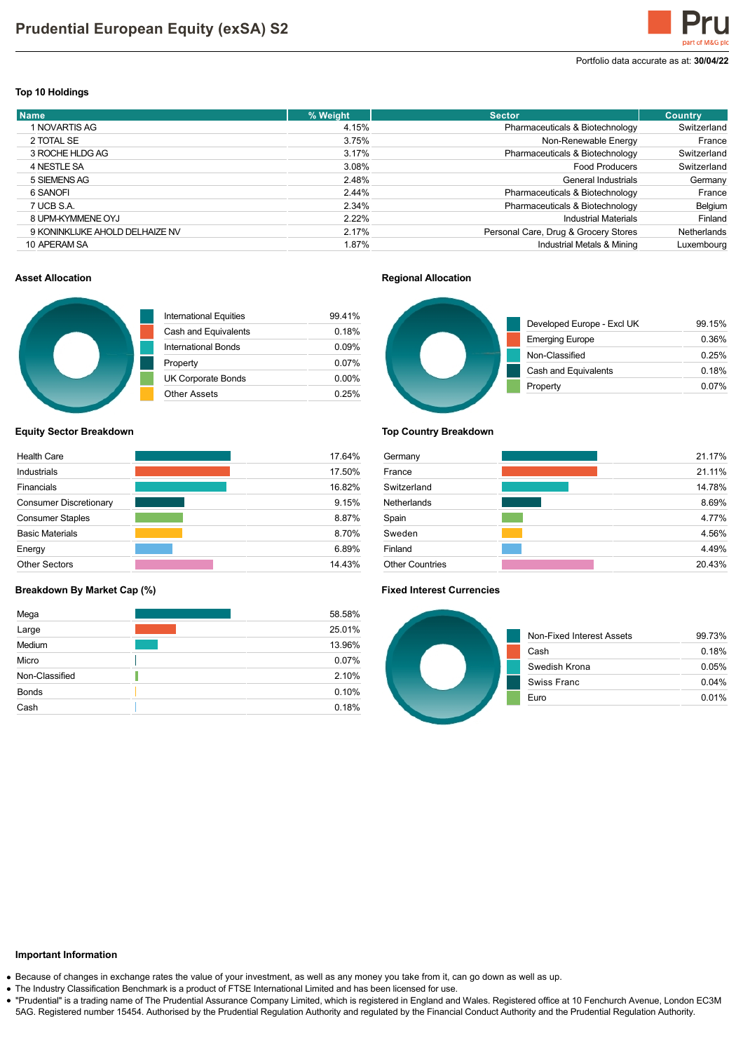# Prudential European Equity (exSA) S2

Portfolio data accurate as at: **30/04/22**

## Top 10 Holdings

| Name | % Weight | Sector | Country |
|---|---|---|---|
| 1 NOVARTIS AG | 4.15% | Pharmaceuticals & Biotechnology | Switzerland |
| 2 TOTAL SE | 3.75% | Non-Renewable Energy | France |
| 3 ROCHE HLDG AG | 3.17% | Pharmaceuticals & Biotechnology | Switzerland |
| 4 NESTLE SA | 3.08% | Food Producers | Switzerland |
| 5 SIEMENS AG | 2.48% | General Industrials | Germany |
| 6 SANOFI | 2.44% | Pharmaceuticals & Biotechnology | France |
| 7 UCB S.A. | 2.34% | Pharmaceuticals & Biotechnology | Belgium |
| 8 UPM-KYMMENE OYJ | 2.22% | Industrial Materials | Finland |
| 9 KONINKLIJKE AHOLD DELHAIZE NV | 2.17% | Personal Care, Drug & Grocery Stores | Netherlands |
| 10 APERAM SA | 1.87% | Industrial Metals & Mining | Luxembourg |

## Asset Allocation

International Equities 99.41%
Cash and Equivalents 0.18%
International Bonds 0.09%
Property 0.07%
UK Corporate Bonds 0.00%
Other Assets 0.25%

## Regional Allocation

Developed Europe - Excl UK 99.15%
Emerging Europe 0.36%
Non-Classified 0.25%
Cash and Equivalents 0.18%
Property 0.07%

## Equity Sector Breakdown

Health Care 17.64%
Industrials 17.50%
Financials 16.82%
Consumer Discretionary 9.15%
Consumer Staples 8.87%
Basic Materials 8.70%
Energy 6.89%
Other Sectors 14.43%

## Top Country Breakdown

Germany 21.17%
France 21.11%
Switzerland 14.78%
Netherlands 8.69%
Spain 4.77%
Sweden 4.56%
Finland 4.49%
Other Countries 20.43%

## Breakdown By Market Cap (%)

Mega 58.58%
Large 25.01%
Medium 13.96%
Micro 0.07%
Non-Classified 2.10%
Bonds 0.10%
Cash 0.18%

## Fixed Interest Currencies

Non-Fixed Interest Assets 99.73%
Cash 0.18%
Swedish Krona 0.05%
Swiss Franc 0.04%
Euro 0.01%

## Important Information

- Because of changes in exchange rates the value of your investment, as well as any money you take from it, can go down as well as up.
- The Industry Classification Benchmark is a product of FTSE International Limited and has been licensed for use.
- "Prudential" is a trading name of The Prudential Assurance Company Limited, which is registered in England and Wales. Registered office at 10 Fenchurch Avenue, London EC3M 5AG. Registered number 15454. Authorised by the Prudential Regulation Authority and regulated by the Financial Conduct Authority and the Prudential Regulation Authority.